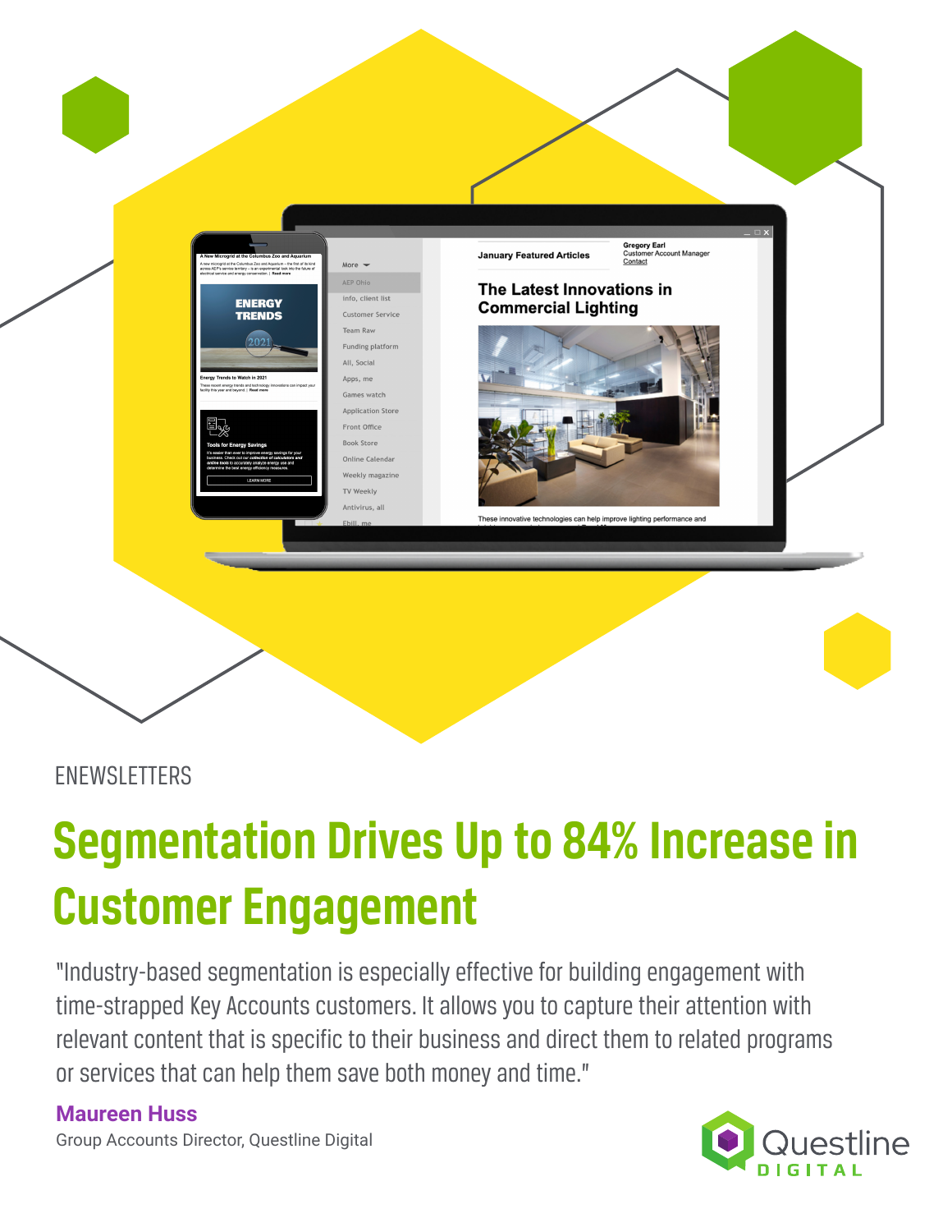ENEWSLETTERS

# Segmentation Drives Up to 84% Increase in Customer Engagement

"Industry-based segmentation is especially effective for building engagement with time-strapped Key Accounts customers. It allows you to capture their attention with relevant content that is specific to their business and direct them to related programs or services that can help them save both money and time."

**Maureen Huss**
Group Accounts Director, Questline Digital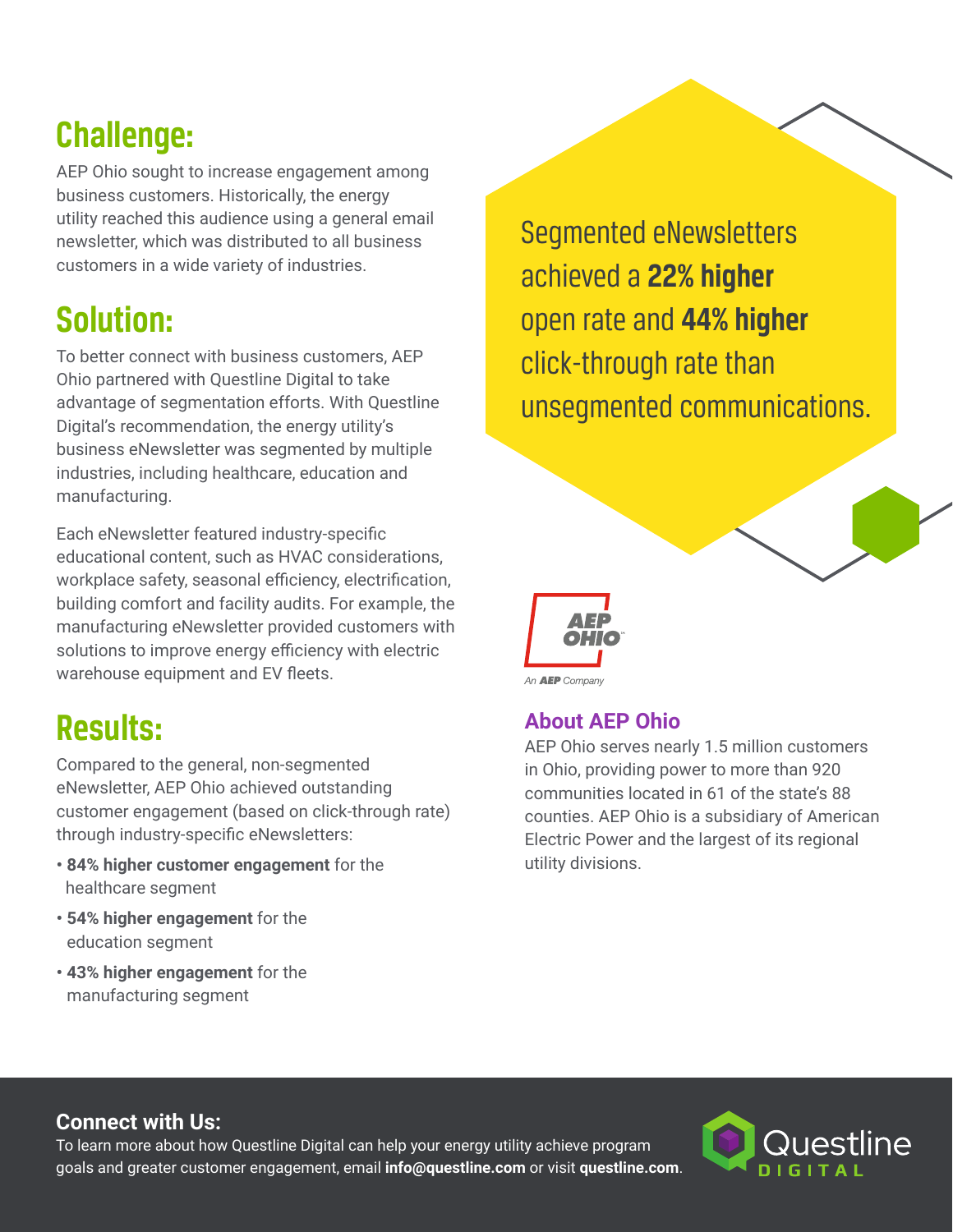## Challenge:

AEP Ohio sought to increase engagement among business customers. Historically, the energy utility reached this audience using a general email newsletter, which was distributed to all business customers in a wide variety of industries.

## Solution:

To better connect with business customers, AEP Ohio partnered with Questline Digital to take advantage of segmentation efforts. With Questline Digital's recommendation, the energy utility's business eNewsletter was segmented by multiple industries, including healthcare, education and manufacturing.

Each eNewsletter featured industry-specific educational content, such as HVAC considerations, workplace safety, seasonal efficiency, electrification, building comfort and facility audits. For example, the manufacturing eNewsletter provided customers with solutions to improve energy efficiency with electric warehouse equipment and EV fleets.

## Results:

Compared to the general, non-segmented eNewsletter, AEP Ohio achieved outstanding customer engagement (based on click-through rate) through industry-specific eNewsletters:

- **84% higher customer engagement** for the healthcare segment
- **54% higher engagement** for the education segment
- **43% higher engagement** for the manufacturing segment

Segmented eNewsletters achieved a **22% higher** open rate and **44% higher** click-through rate than unsegmented communications.

AEP OHIO

An AEP Company

### About AEP Ohio

AEP Ohio serves nearly 1.5 million customers in Ohio, providing power to more than 920 communities located in 61 of the state's 88 counties. AEP Ohio is a subsidiary of American Electric Power and the largest of its regional utility divisions.

### Connect with Us:

To learn more about how Questline Digital can help your energy utility achieve program goals and greater customer engagement, email **info@questline.com** or visit **questline.com**.

Questline DIGITAL